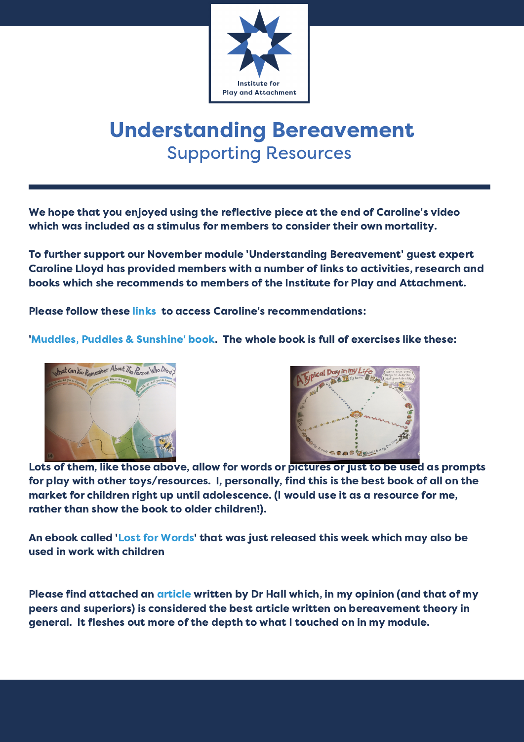Institute for Play and Attachment

# Understanding Bereavement

## Supporting Resources

**We hope that you enjoyed using the reflective piece at the end of Caroline's video which was included as a stimulus for members to consider their own mortality.**

**To further support our November module 'Understanding Bereavement' guest expert Caroline Lloyd has provided members with a number of links to activities, research and books which she recommends to members of the Institute for Play and Attachment.**

**Please follow these links to access Caroline's recommendations:**

**'Muddles, Puddles & Sunshine' book. The whole book is full of exercises like these:**

**Lots of them, like those above, allow for words or pictures or just to be used as prompts for play with other toys/resources. I, personally, find this is the best book of all on the market for children right up until adolescence. (I would use it as a resource for me, rather than show the book to older children!).**

**An ebook called 'Lost for Words' that was just released this week which may also be used in work with children**

**Please find attached an article written by Dr Hall which, in my opinion (and that of my peers and superiors) is considered the best article written on bereavement theory in general. It fleshes out more of the depth to what I touched on in my module.**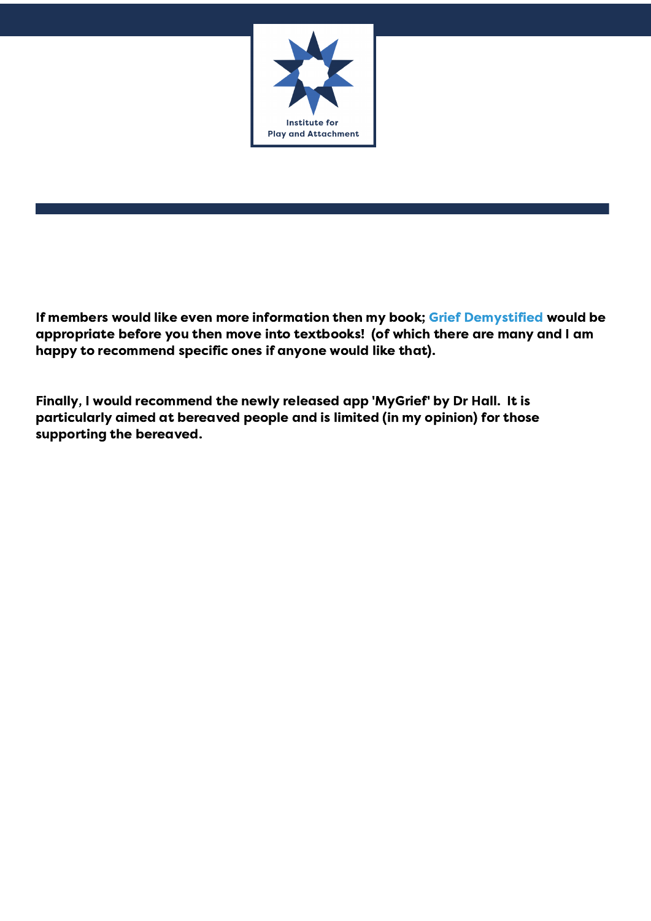**If members would like even more information then my book; Grief Demystified would be appropriate before you then move into textbooks! (of which there are many and I am happy to recommend specific ones if anyone would like that).**

**Finally, I would recommend the newly released app 'MyGrief' by Dr Hall. It is particularly aimed at bereaved people and is limited (in my opinion) for those supporting the bereaved.**